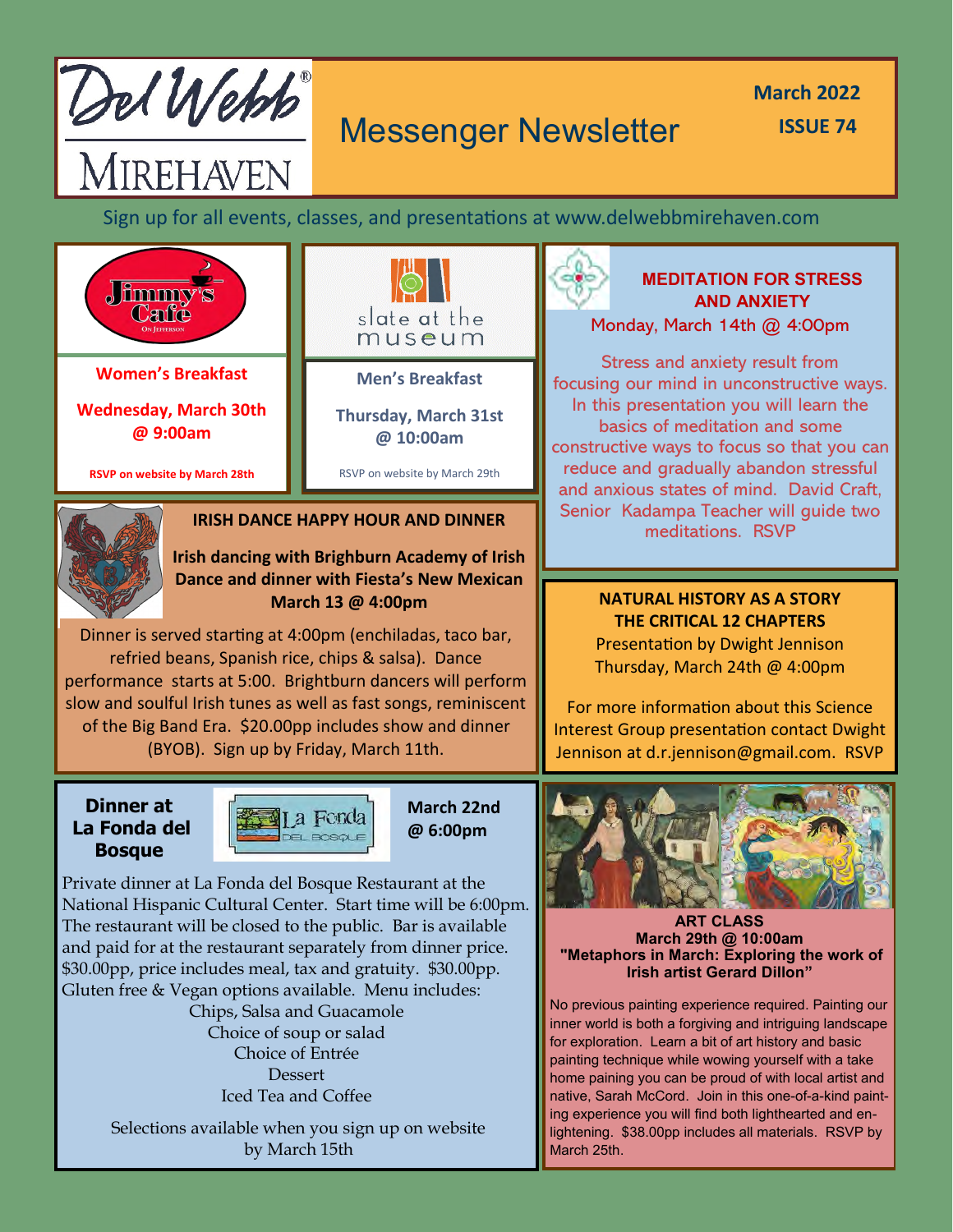# Del Webb Mirehaven

## Messenger Newsletter

**March 2022**
**ISSUE 74**

Sign up for all events, classes, and presentations at www.delwebbmirehaven.com

---

### Jimmy's Cafe On Jefferson

**Women's Breakfast**

**Wednesday, March 30th @ 9:00am**

**RSVP on website by March 28th**

---

### slate at the museum

**Men's Breakfast**

**Thursday, March 31st @ 10:00am**

RSVP on website by March 29th

---

### MEDITATION FOR STRESS AND ANXIETY

Monday, March 14th @ 4:00pm

Stress and anxiety result from focusing our mind in unconstructive ways. In this presentation you will learn the basics of meditation and some constructive ways to focus so that you can reduce and gradually abandon stressful and anxious states of mind. David Craft, Senior Kadampa Teacher will guide two meditations. RSVP

---

### IRISH DANCE HAPPY HOUR AND DINNER

**Irish dancing with Brighburn Academy of Irish Dance and dinner with Fiesta's New Mexican**
**March 13 @ 4:00pm**

Dinner is served starting at 4:00pm (enchiladas, taco bar, refried beans, Spanish rice, chips & salsa). Dance performance starts at 5:00. Brightburn dancers will perform slow and soulful Irish tunes as well as fast songs, reminiscent of the Big Band Era. $20.00pp includes show and dinner (BYOB). Sign up by Friday, March 11th.

---

### NATURAL HISTORY AS A STORY THE CRITICAL 12 CHAPTERS

Presentation by Dwight Jennison
Thursday, March 24th @ 4:00pm

For more information about this Science Interest Group presentation contact Dwight Jennison at d.r.jennison@gmail.com. RSVP

---

### Dinner at La Fonda del Bosque

**March 22nd @ 6:00pm**

Private dinner at La Fonda del Bosque Restaurant at the National Hispanic Cultural Center. Start time will be 6:00pm. The restaurant will be closed to the public. Bar is available and paid for at the restaurant separately from dinner price. $30.00pp, price includes meal, tax and gratuity. $30.00pp. Gluten free & Vegan options available. Menu includes:

Chips, Salsa and Guacamole
Choice of soup or salad
Choice of Entrée
Dessert
Iced Tea and Coffee

Selections available when you sign up on website by March 15th

---

### ART CLASS

**March 29th @ 10:00am**
**"Metaphors in March: Exploring the work of Irish artist Gerard Dillon"**

No previous painting experience required. Painting our inner world is both a forgiving and intriguing landscape for exploration. Learn a bit of art history and basic painting technique while wowing yourself with a take home paining you can be proud of with local artist and native, Sarah McCord. Join in this one-of-a-kind painting experience you will find both lighthearted and enlightening. $38.00pp includes all materials. RSVP by March 25th.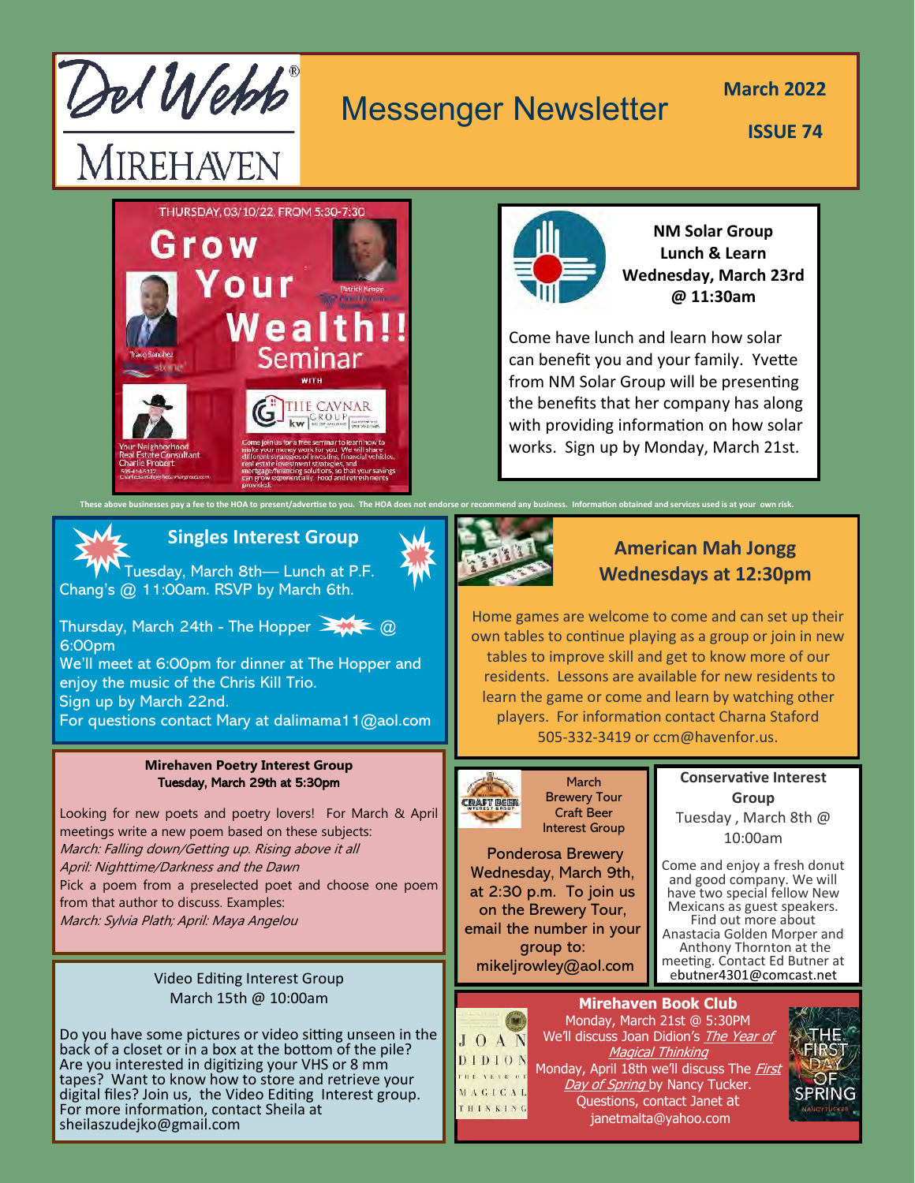# Del Webb Mirehaven Messenger Newsletter

**March 2022**

**ISSUE 74**

THURSDAY, 03/10/22, FROM 5:30-7:30

## Grow Your Wealth!! Seminar

WITH THE CAVNAR GROUP

Come join us for a free seminar to learn how to make your money work for you. We will share different strategies of investing, financial vehicles, real estate investment strategies, and mortgage/financing solutions, so that your savings can grow exponentially. Food and refreshments provided.

Your Neighborhood Real Estate Consultant Charlie Probert

## NM Solar Group Lunch & Learn

**Wednesday, March 23rd @ 11:30am**

Come have lunch and learn how solar can benefit you and your family. Yvette from NM Solar Group will be presenting the benefits that her company has along with providing information on how solar works. Sign up by Monday, March 21st.

These above businesses pay a fee to the HOA to present/advertise to you. The HOA does not endorse or recommend any business. Information obtained and services used is at your own risk.

## Singles Interest Group

Tuesday, March 8th— Lunch at P.F. Chang's @ 11:00am. RSVP by March 6th.

Thursday, March 24th - The Hopper @ 6:00pm

We'll meet at 6:00pm for dinner at The Hopper and enjoy the music of the Chris Kill Trio.

Sign up by March 22nd.

For questions contact Mary at dalimama11@aol.com

## American Mah Jongg Wednesdays at 12:30pm

Home games are welcome to come and can set up their own tables to continue playing as a group or join in new tables to improve skill and get to know more of our residents. Lessons are available for new residents to learn the game or come and learn by watching other players. For information contact Charna Staford 505-332-3419 or ccm@havenfor.us.

## Mirehaven Poetry Interest Group

**Tuesday, March 29th at 5:30pm**

Looking for new poets and poetry lovers! For March & April meetings write a new poem based on these subjects:

*March: Falling down/Getting up. Rising above it all*

*April: Nighttime/Darkness and the Dawn*

Pick a poem from a preselected poet and choose one poem from that author to discuss. Examples:

*March: Sylvia Plath; April: Maya Angelou*

## March Brewery Tour Craft Beer Interest Group

Ponderosa Brewery Wednesday, March 9th, at 2:30 p.m. To join us on the Brewery Tour, email the number in your group to: mikeljrowley@aol.com

## Conservative Interest Group

Tuesday , March 8th @ 10:00am

Come and enjoy a fresh donut and good company. We will have two special fellow New Mexicans as guest speakers. Find out more about Anastacia Golden Morper and Anthony Thornton at the meeting. Contact Ed Butner at ebutner4301@comcast.net

## Video Editing Interest Group

March 15th @ 10:00am

Do you have some pictures or video sitting unseen in the back of a closet or in a box at the bottom of the pile? Are you interested in digitizing your VHS or 8 mm tapes? Want to know how to store and retrieve your digital files? Join us, the Video Editing Interest group. For more information, contact Sheila at sheilaszudejko@gmail.com

## Mirehaven Book Club

Monday, March 21st @ 5:30PM

We'll discuss Joan Didion's *The Year of Magical Thinking*

Monday, April 18th we'll discuss The *First Day of Spring* by Nancy Tucker.

Questions, contact Janet at janetmalta@yahoo.com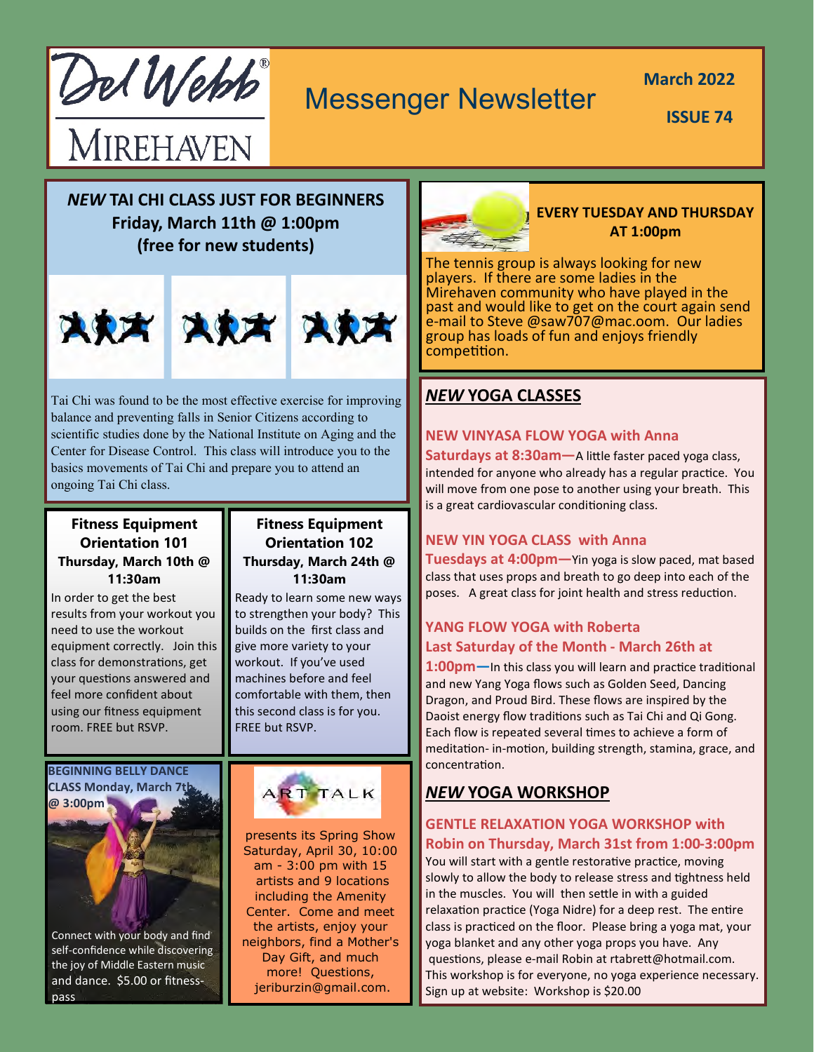# Del Webb Mirehaven

## Messenger Newsletter

**March 2022**

**ISSUE 74**

## *NEW* TAI CHI CLASS JUST FOR BEGINNERS
**Friday, March 11th @ 1:00pm**
**(free for new students)**

Tai Chi was found to be the most effective exercise for improving balance and preventing falls in Senior Citizens according to scientific studies done by the National Institute on Aging and the Center for Disease Control. This class will introduce you to the basics movements of Tai Chi and prepare you to attend an ongoing Tai Chi class.

### Fitness Equipment Orientation 101
**Thursday, March 10th @ 11:30am**

In order to get the best results from your workout you need to use the workout equipment correctly. Join this class for demonstrations, get your questions answered and feel more confident about using our fitness equipment room. FREE but RSVP.

### Fitness Equipment Orientation 102
**Thursday, March 24th @ 11:30am**

Ready to learn some new ways to strengthen your body? This builds on the first class and give more variety to your workout. If you've used machines before and feel comfortable with them, then this second class is for you. FREE but RSVP.

### BEGINNING BELLY DANCE CLASS Monday, March 7th @ 3:00pm

Connect with your body and find self-confidence while discovering the joy of Middle Eastern music and dance. $5.00 or fitness-pass

### ART TALK

presents its Spring Show Saturday, April 30, 10:00 am - 3:00 pm with 15 artists and 9 locations including the Amenity Center. Come and meet the artists, enjoy your neighbors, find a Mother's Day Gift, and much more! Questions, jeriburzin@gmail.com.

### EVERY TUESDAY AND THURSDAY AT 1:00pm

The tennis group is always looking for new players. If there are some ladies in the Mirehaven community who have played in the past and would like to get on the court again send e-mail to Steve @saw707@mac.oom. Our ladies group has loads of fun and enjoys friendly competition.

## *NEW* YOGA CLASSES

### NEW VINYASA FLOW YOGA with Anna

**Saturdays at 8:30am—**A little faster paced yoga class, intended for anyone who already has a regular practice. You will move from one pose to another using your breath. This is a great cardiovascular conditioning class.

### NEW YIN YOGA CLASS with Anna

**Tuesdays at 4:00pm—**Yin yoga is slow paced, mat based class that uses props and breath to go deep into each of the poses. A great class for joint health and stress reduction.

### YANG FLOW YOGA with Roberta

**Last Saturday of the Month - March 26th at 1:00pm—**In this class you will learn and practice traditional and new Yang Yoga flows such as Golden Seed, Dancing Dragon, and Proud Bird. These flows are inspired by the Daoist energy flow traditions such as Tai Chi and Qi Gong. Each flow is repeated several times to achieve a form of meditation- in-motion, building strength, stamina, grace, and concentration.

## *NEW* YOGA WORKSHOP

### GENTLE RELAXATION YOGA WORKSHOP with Robin on Thursday, March 31st from 1:00-3:00pm

You will start with a gentle restorative practice, moving slowly to allow the body to release stress and tightness held in the muscles. You will then settle in with a guided relaxation practice (Yoga Nidre) for a deep rest. The entire class is practiced on the floor. Please bring a yoga mat, your yoga blanket and any other yoga props you have. Any questions, please e-mail Robin at rtabrett@hotmail.com. This workshop is for everyone, no yoga experience necessary. Sign up at website: Workshop is $20.00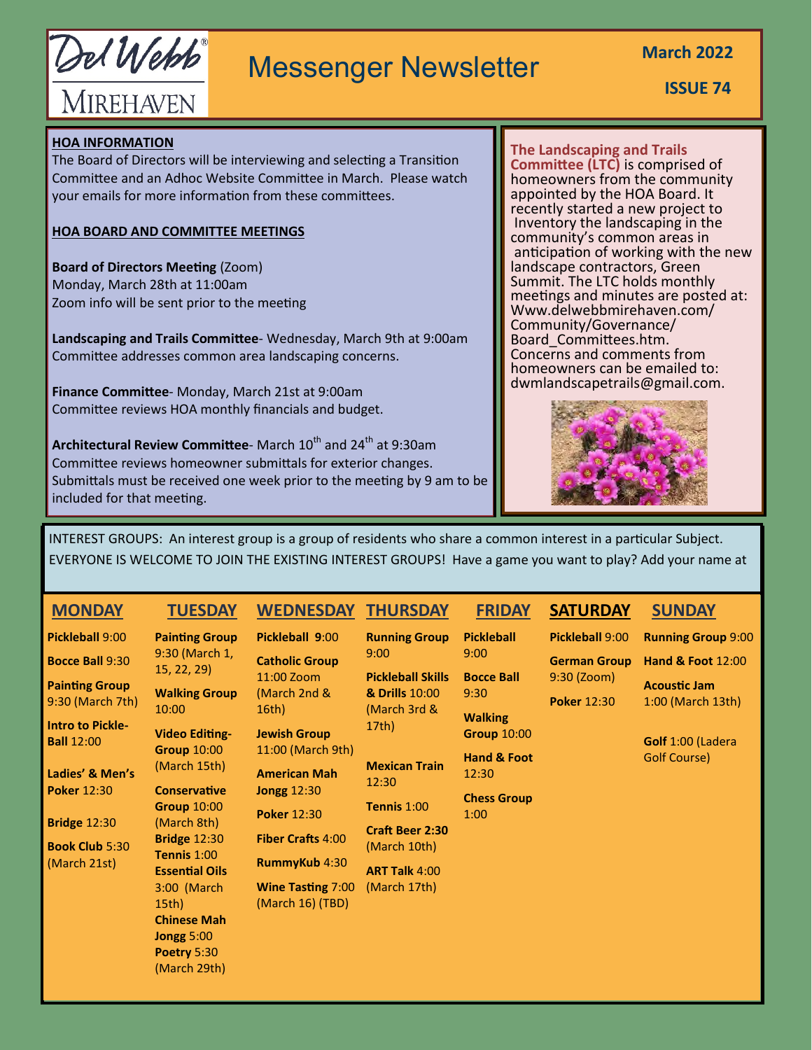# Messenger Newsletter

**March 2022**

**ISSUE 74**

Del Webb MIREHAVEN

## HOA INFORMATION

The Board of Directors will be interviewing and selecting a Transition Committee and an Adhoc Website Committee in March. Please watch your emails for more information from these committees.

## HOA BOARD AND COMMITTEE MEETINGS

**Board of Directors Meeting** (Zoom)
Monday, March 28th at 11:00am
Zoom info will be sent prior to the meeting

**Landscaping and Trails Committee**- Wednesday, March 9th at 9:00am
Committee addresses common area landscaping concerns.

**Finance Committee**- Monday, March 21st at 9:00am
Committee reviews HOA monthly financials and budget.

**Architectural Review Committee**- March 10th and 24th at 9:30am
Committee reviews homeowner submittals for exterior changes. Submittals must be received one week prior to the meeting by 9 am to be included for that meeting.

**The Landscaping and Trails Committee (LTC)** is comprised of homeowners from the community appointed by the HOA Board. It recently started a new project to Inventory the landscaping in the community's common areas in anticipation of working with the new landscape contractors, Green Summit. The LTC holds monthly meetings and minutes are posted at: Www.delwebbmirehaven.com/Community/Governance/Board_Committees.htm. Concerns and comments from homeowners can be emailed to: dwmlandscapetrails@gmail.com.

INTEREST GROUPS: An interest group is a group of residents who share a common interest in a particular Subject. EVERYONE IS WELCOME TO JOIN THE EXISTING INTEREST GROUPS! Have a game you want to play? Add your name at

| MONDAY | TUESDAY | WEDNESDAY | THURSDAY | FRIDAY | SATURDAY | SUNDAY |
|---|---|---|---|---|---|---|
| **Pickleball** 9:00 | **Painting Group** 9:30 (March 1, 15, 22, 29) | **Pickleball** 9:00 | **Running Group** 9:00 | **Pickleball** 9:00 | **Pickleball** 9:00 | **Running Group** 9:00 |
| **Bocce Ball** 9:30 | **Walking Group** 10:00 | **Catholic Group** 11:00 Zoom (March 2nd & 16th) | **Pickleball Skills & Drills** 10:00 (March 3rd & 17th) | **Bocce Ball** 9:30 | **German Group** 9:30 (Zoom) | **Hand & Foot** 12:00 |
| **Painting Group** 9:30 (March 7th) | **Video Editing-Group** 10:00 (March 15th) | **Jewish Group** 11:00 (March 9th) | **Mexican Train** 12:30 | **Walking Group** 10:00 | **Poker** 12:30 | **Acoustic Jam** 1:00 (March 13th) |
| **Intro to Pickle-Ball** 12:00 | **Conservative Group** 10:00 (March 8th) | **American Mah Jongg** 12:30 | **Tennis** 1:00 | **Hand & Foot** 12:30 | | **Golf** 1:00 (Ladera Golf Course) |
| **Ladies' & Men's Poker** 12:30 | **Bridge** 12:30 | **Poker** 12:30 | **Craft Beer 2:30** (March 10th) | **Chess Group** 1:00 | | |
| **Bridge** 12:30 | **Tennis** 1:00 | **Fiber Crafts** 4:00 | **ART Talk** 4:00 (March 17th) | | | |
| **Book Club** 5:30 (March 21st) | **Essential Oils** 3:00 (March 15th) | **RummyKub** 4:30 | | | | |
| | **Chinese Mah Jongg** 5:00 | **Wine Tasting** 7:00 (March 16) (TBD) | | | | |
| | **Poetry** 5:30 (March 29th) | | | | | |